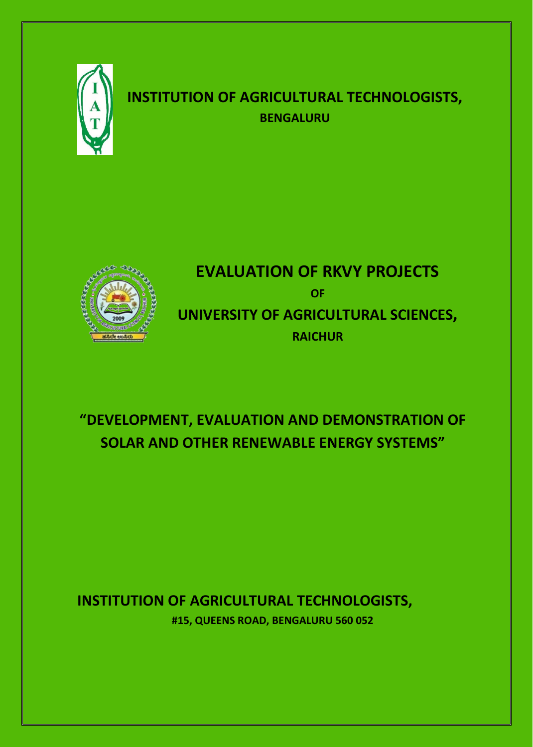# INSTITUTION OF AGRICULTURAL TECHNOLOGISTS,

**BENGALURU**

# EVALUATION OF RKVY PROJECTS

**OF**

## UNIVERSITY OF AGRICULTURAL SCIENCES,

**RAICHUR**

## "DEVELOPMENT, EVALUATION AND DEMONSTRATION OF SOLAR AND OTHER RENEWABLE ENERGY SYSTEMS"

**INSTITUTION OF AGRICULTURAL TECHNOLOGISTS,**

**#15, QUEENS ROAD, BENGALURU 560 052**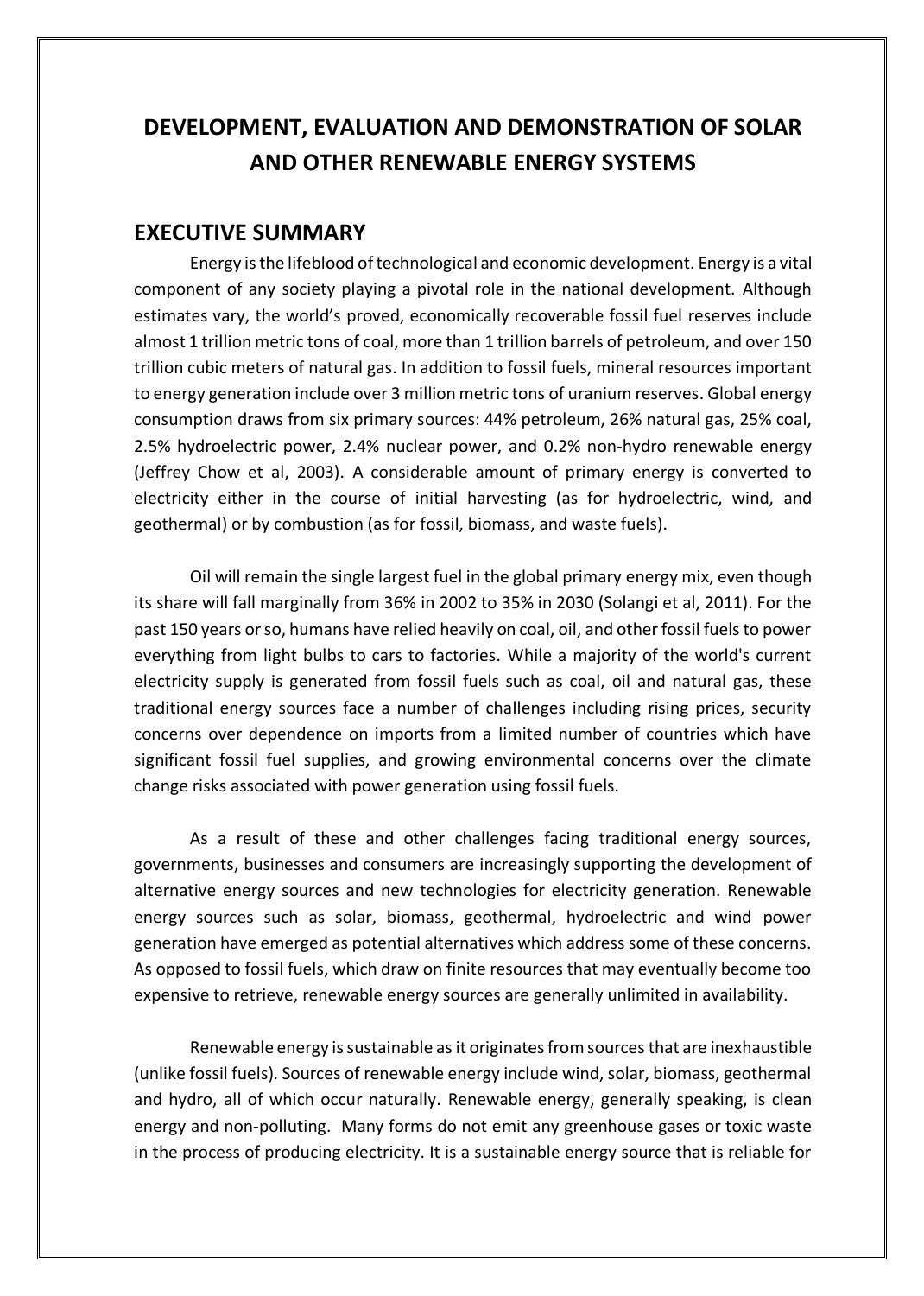# DEVELOPMENT, EVALUATION AND DEMONSTRATION OF SOLAR AND OTHER RENEWABLE ENERGY SYSTEMS

## EXECUTIVE SUMMARY

Energy is the lifeblood of technological and economic development. Energy is a vital component of any society playing a pivotal role in the national development. Although estimates vary, the world's proved, economically recoverable fossil fuel reserves include almost 1 trillion metric tons of coal, more than 1 trillion barrels of petroleum, and over 150 trillion cubic meters of natural gas. In addition to fossil fuels, mineral resources important to energy generation include over 3 million metric tons of uranium reserves. Global energy consumption draws from six primary sources: 44% petroleum, 26% natural gas, 25% coal, 2.5% hydroelectric power, 2.4% nuclear power, and 0.2% non-hydro renewable energy (Jeffrey Chow et al, 2003). A considerable amount of primary energy is converted to electricity either in the course of initial harvesting (as for hydroelectric, wind, and geothermal) or by combustion (as for fossil, biomass, and waste fuels).

Oil will remain the single largest fuel in the global primary energy mix, even though its share will fall marginally from 36% in 2002 to 35% in 2030 (Solangi et al, 2011). For the past 150 years or so, humans have relied heavily on coal, oil, and other fossil fuels to power everything from light bulbs to cars to factories. While a majority of the world's current electricity supply is generated from fossil fuels such as coal, oil and natural gas, these traditional energy sources face a number of challenges including rising prices, security concerns over dependence on imports from a limited number of countries which have significant fossil fuel supplies, and growing environmental concerns over the climate change risks associated with power generation using fossil fuels.

As a result of these and other challenges facing traditional energy sources, governments, businesses and consumers are increasingly supporting the development of alternative energy sources and new technologies for electricity generation. Renewable energy sources such as solar, biomass, geothermal, hydroelectric and wind power generation have emerged as potential alternatives which address some of these concerns. As opposed to fossil fuels, which draw on finite resources that may eventually become too expensive to retrieve, renewable energy sources are generally unlimited in availability.

Renewable energy is sustainable as it originates from sources that are inexhaustible (unlike fossil fuels). Sources of renewable energy include wind, solar, biomass, geothermal and hydro, all of which occur naturally. Renewable energy, generally speaking, is clean energy and non-polluting. Many forms do not emit any greenhouse gases or toxic waste in the process of producing electricity. It is a sustainable energy source that is reliable for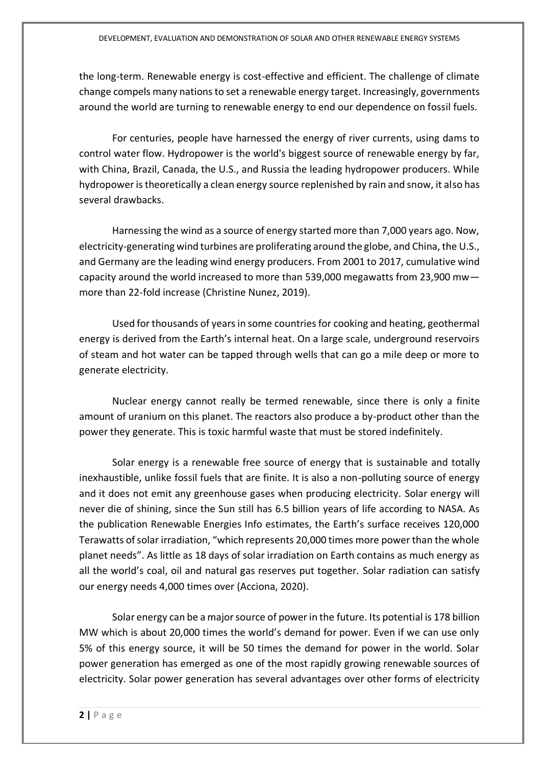the long-term. Renewable energy is cost-effective and efficient. The challenge of climate change compels many nations to set a renewable energy target. Increasingly, governments around the world are turning to renewable energy to end our dependence on fossil fuels.

For centuries, people have harnessed the energy of river currents, using dams to control water flow. Hydropower is the world's biggest source of renewable energy by far, with China, Brazil, Canada, the U.S., and Russia the leading hydropower producers. While hydropower is theoretically a clean energy source replenished by rain and snow, it also has several drawbacks.

Harnessing the wind as a source of energy started more than 7,000 years ago. Now, electricity-generating wind turbines are proliferating around the globe, and China, the U.S., and Germany are the leading wind energy producers. From 2001 to 2017, cumulative wind capacity around the world increased to more than 539,000 megawatts from 23,900 mw—more than 22-fold increase (Christine Nunez, 2019).

Used for thousands of years in some countries for cooking and heating, geothermal energy is derived from the Earth's internal heat. On a large scale, underground reservoirs of steam and hot water can be tapped through wells that can go a mile deep or more to generate electricity.

Nuclear energy cannot really be termed renewable, since there is only a finite amount of uranium on this planet. The reactors also produce a by-product other than the power they generate. This is toxic harmful waste that must be stored indefinitely.

Solar energy is a renewable free source of energy that is sustainable and totally inexhaustible, unlike fossil fuels that are finite. It is also a non-polluting source of energy and it does not emit any greenhouse gases when producing electricity. Solar energy will never die of shining, since the Sun still has 6.5 billion years of life according to NASA. As the publication Renewable Energies Info estimates, the Earth's surface receives 120,000 Terawatts of solar irradiation, "which represents 20,000 times more power than the whole planet needs". As little as 18 days of solar irradiation on Earth contains as much energy as all the world's coal, oil and natural gas reserves put together. Solar radiation can satisfy our energy needs 4,000 times over (Acciona, 2020).

Solar energy can be a major source of power in the future. Its potential is 178 billion MW which is about 20,000 times the world's demand for power. Even if we can use only 5% of this energy source, it will be 50 times the demand for power in the world. Solar power generation has emerged as one of the most rapidly growing renewable sources of electricity. Solar power generation has several advantages over other forms of electricity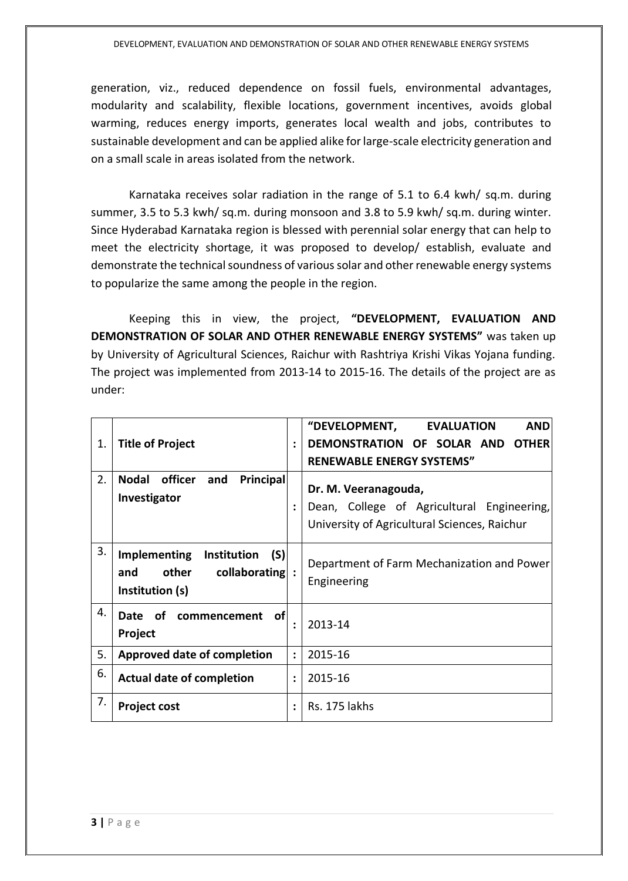generation, viz., reduced dependence on fossil fuels, environmental advantages, modularity and scalability, flexible locations, government incentives, avoids global warming, reduces energy imports, generates local wealth and jobs, contributes to sustainable development and can be applied alike for large-scale electricity generation and on a small scale in areas isolated from the network.

Karnataka receives solar radiation in the range of 5.1 to 6.4 kwh/ sq.m. during summer, 3.5 to 5.3 kwh/ sq.m. during monsoon and 3.8 to 5.9 kwh/ sq.m. during winter. Since Hyderabad Karnataka region is blessed with perennial solar energy that can help to meet the electricity shortage, it was proposed to develop/ establish, evaluate and demonstrate the technical soundness of various solar and other renewable energy systems to popularize the same among the people in the region.

Keeping this in view, the project, **"DEVELOPMENT, EVALUATION AND DEMONSTRATION OF SOLAR AND OTHER RENEWABLE ENERGY SYSTEMS"** was taken up by University of Agricultural Sciences, Raichur with Rashtriya Krishi Vikas Yojana funding. The project was implemented from 2013-14 to 2015-16. The details of the project are as under:

| | | | |
|---|---|---|---|
| 1. | **Title of Project** | : | **"DEVELOPMENT, EVALUATION AND DEMONSTRATION OF SOLAR AND OTHER RENEWABLE ENERGY SYSTEMS"** |
| 2. | **Nodal officer and Principal Investigator** | : | **Dr. M. Veeranagouda,** Dean, College of Agricultural Engineering, University of Agricultural Sciences, Raichur |
| 3. | **Implementing Institution (S) and other collaborating Institution (s)** | : | Department of Farm Mechanization and Power Engineering |
| 4. | **Date of commencement of Project** | : | 2013-14 |
| 5. | **Approved date of completion** | : | 2015-16 |
| 6. | **Actual date of completion** | : | 2015-16 |
| 7. | **Project cost** | : | Rs. 175 lakhs |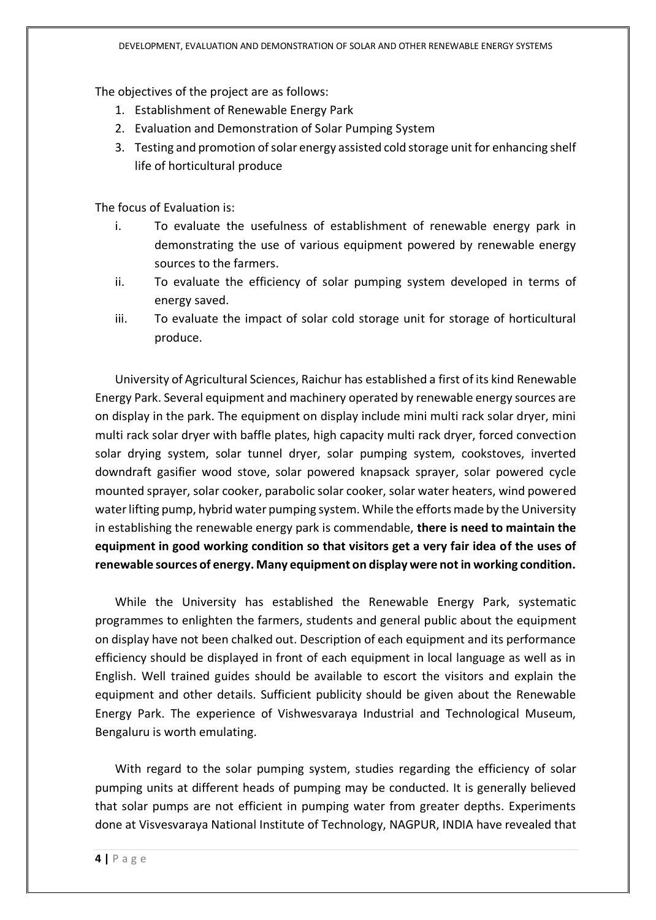The objectives of the project are as follows:

1. Establishment of Renewable Energy Park
2. Evaluation and Demonstration of Solar Pumping System
3. Testing and promotion of solar energy assisted cold storage unit for enhancing shelf life of horticultural produce

The focus of Evaluation is:

i. To evaluate the usefulness of establishment of renewable energy park in demonstrating the use of various equipment powered by renewable energy sources to the farmers.
ii. To evaluate the efficiency of solar pumping system developed in terms of energy saved.
iii. To evaluate the impact of solar cold storage unit for storage of horticultural produce.

University of Agricultural Sciences, Raichur has established a first of its kind Renewable Energy Park. Several equipment and machinery operated by renewable energy sources are on display in the park. The equipment on display include mini multi rack solar dryer, mini multi rack solar dryer with baffle plates, high capacity multi rack dryer, forced convection solar drying system, solar tunnel dryer, solar pumping system, cookstoves, inverted downdraft gasifier wood stove, solar powered knapsack sprayer, solar powered cycle mounted sprayer, solar cooker, parabolic solar cooker, solar water heaters, wind powered water lifting pump, hybrid water pumping system. While the efforts made by the University in establishing the renewable energy park is commendable, **there is need to maintain the equipment in good working condition so that visitors get a very fair idea of the uses of renewable sources of energy. Many equipment on display were not in working condition.**

While the University has established the Renewable Energy Park, systematic programmes to enlighten the farmers, students and general public about the equipment on display have not been chalked out. Description of each equipment and its performance efficiency should be displayed in front of each equipment in local language as well as in English. Well trained guides should be available to escort the visitors and explain the equipment and other details. Sufficient publicity should be given about the Renewable Energy Park. The experience of Vishwesvaraya Industrial and Technological Museum, Bengaluru is worth emulating.

With regard to the solar pumping system, studies regarding the efficiency of solar pumping units at different heads of pumping may be conducted. It is generally believed that solar pumps are not efficient in pumping water from greater depths. Experiments done at Visvesvaraya National Institute of Technology, NAGPUR, INDIA have revealed that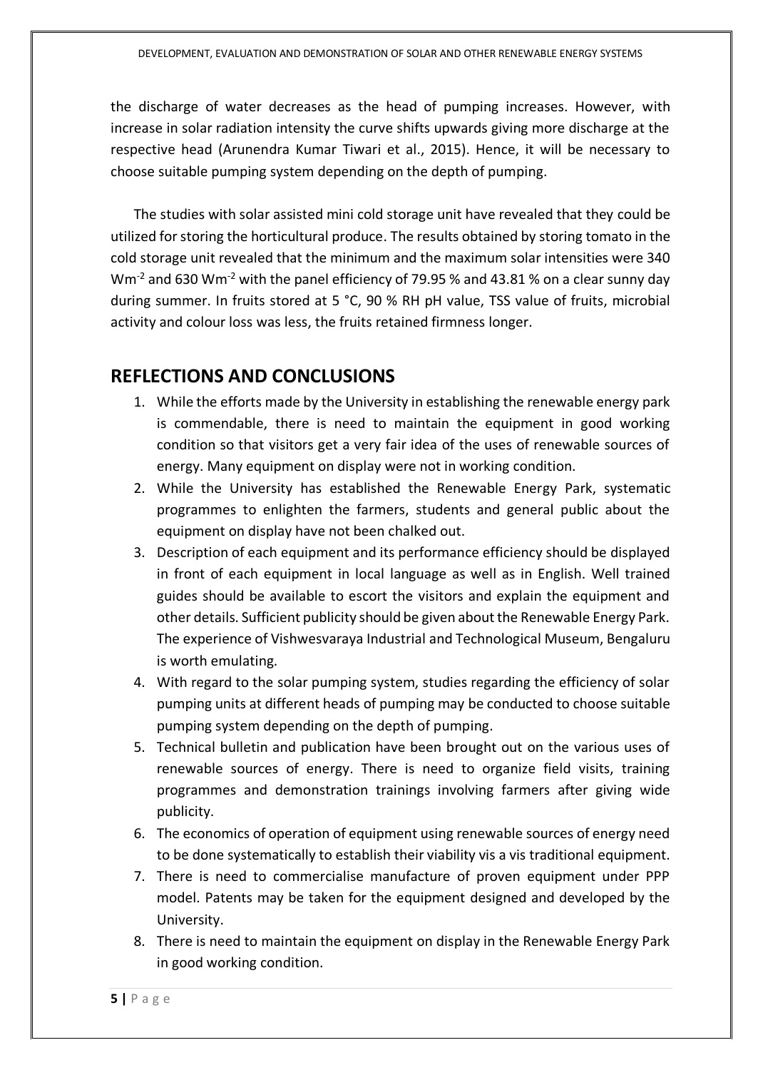the discharge of water decreases as the head of pumping increases. However, with increase in solar radiation intensity the curve shifts upwards giving more discharge at the respective head (Arunendra Kumar Tiwari et al., 2015). Hence, it will be necessary to choose suitable pumping system depending on the depth of pumping.

The studies with solar assisted mini cold storage unit have revealed that they could be utilized for storing the horticultural produce. The results obtained by storing tomato in the cold storage unit revealed that the minimum and the maximum solar intensities were 340 $Wm^{-2}$ and 630 $Wm^{-2}$ with the panel efficiency of 79.95 % and 43.81 % on a clear sunny day during summer. In fruits stored at 5 °C, 90 % RH pH value, TSS value of fruits, microbial activity and colour loss was less, the fruits retained firmness longer.

## REFLECTIONS AND CONCLUSIONS

1. While the efforts made by the University in establishing the renewable energy park is commendable, there is need to maintain the equipment in good working condition so that visitors get a very fair idea of the uses of renewable sources of energy. Many equipment on display were not in working condition.
2. While the University has established the Renewable Energy Park, systematic programmes to enlighten the farmers, students and general public about the equipment on display have not been chalked out.
3. Description of each equipment and its performance efficiency should be displayed in front of each equipment in local language as well as in English. Well trained guides should be available to escort the visitors and explain the equipment and other details. Sufficient publicity should be given about the Renewable Energy Park. The experience of Vishwesvaraya Industrial and Technological Museum, Bengaluru is worth emulating.
4. With regard to the solar pumping system, studies regarding the efficiency of solar pumping units at different heads of pumping may be conducted to choose suitable pumping system depending on the depth of pumping.
5. Technical bulletin and publication have been brought out on the various uses of renewable sources of energy. There is need to organize field visits, training programmes and demonstration trainings involving farmers after giving wide publicity.
6. The economics of operation of equipment using renewable sources of energy need to be done systematically to establish their viability vis a vis traditional equipment.
7. There is need to commercialise manufacture of proven equipment under PPP model. Patents may be taken for the equipment designed and developed by the University.
8. There is need to maintain the equipment on display in the Renewable Energy Park in good working condition.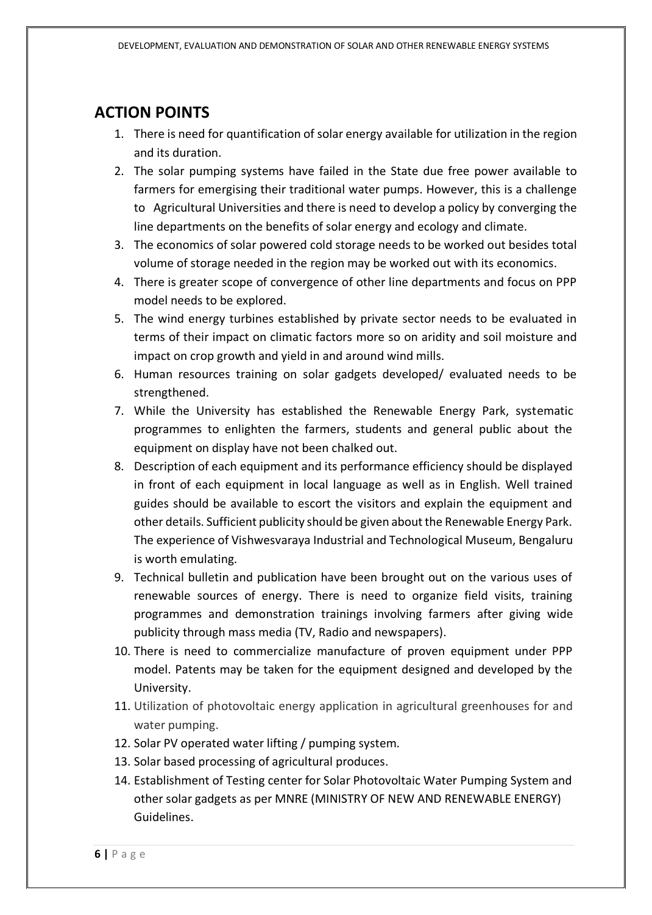## ACTION POINTS

1. There is need for quantification of solar energy available for utilization in the region and its duration.
2. The solar pumping systems have failed in the State due free power available to farmers for emergising their traditional water pumps. However, this is a challenge to Agricultural Universities and there is need to develop a policy by converging the line departments on the benefits of solar energy and ecology and climate.
3. The economics of solar powered cold storage needs to be worked out besides total volume of storage needed in the region may be worked out with its economics.
4. There is greater scope of convergence of other line departments and focus on PPP model needs to be explored.
5. The wind energy turbines established by private sector needs to be evaluated in terms of their impact on climatic factors more so on aridity and soil moisture and impact on crop growth and yield in and around wind mills.
6. Human resources training on solar gadgets developed/ evaluated needs to be strengthened.
7. While the University has established the Renewable Energy Park, systematic programmes to enlighten the farmers, students and general public about the equipment on display have not been chalked out.
8. Description of each equipment and its performance efficiency should be displayed in front of each equipment in local language as well as in English. Well trained guides should be available to escort the visitors and explain the equipment and other details. Sufficient publicity should be given about the Renewable Energy Park. The experience of Vishwesvaraya Industrial and Technological Museum, Bengaluru is worth emulating.
9. Technical bulletin and publication have been brought out on the various uses of renewable sources of energy. There is need to organize field visits, training programmes and demonstration trainings involving farmers after giving wide publicity through mass media (TV, Radio and newspapers).
10. There is need to commercialize manufacture of proven equipment under PPP model. Patents may be taken for the equipment designed and developed by the University.
11. Utilization of photovoltaic energy application in agricultural greenhouses for and water pumping.
12. Solar PV operated water lifting / pumping system.
13. Solar based processing of agricultural produces.
14. Establishment of Testing center for Solar Photovoltaic Water Pumping System and other solar gadgets as per MNRE (MINISTRY OF NEW AND RENEWABLE ENERGY) Guidelines.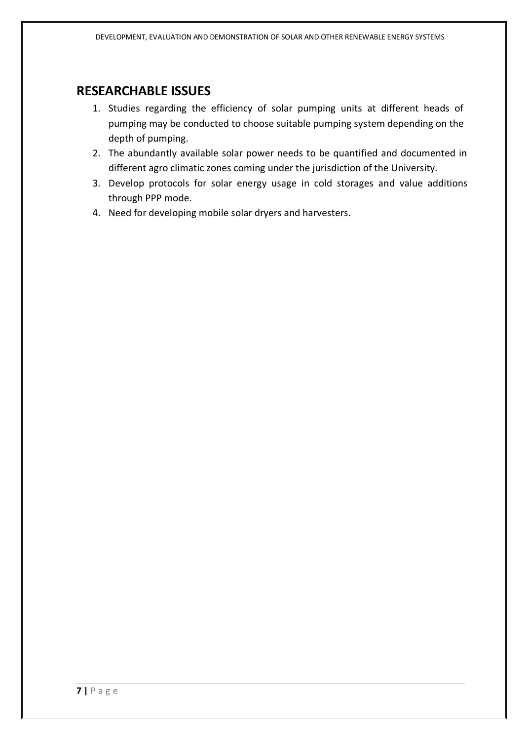## RESEARCHABLE ISSUES

1. Studies regarding the efficiency of solar pumping units at different heads of pumping may be conducted to choose suitable pumping system depending on the depth of pumping.
2. The abundantly available solar power needs to be quantified and documented in different agro climatic zones coming under the jurisdiction of the University.
3. Develop protocols for solar energy usage in cold storages and value additions through PPP mode.
4. Need for developing mobile solar dryers and harvesters.